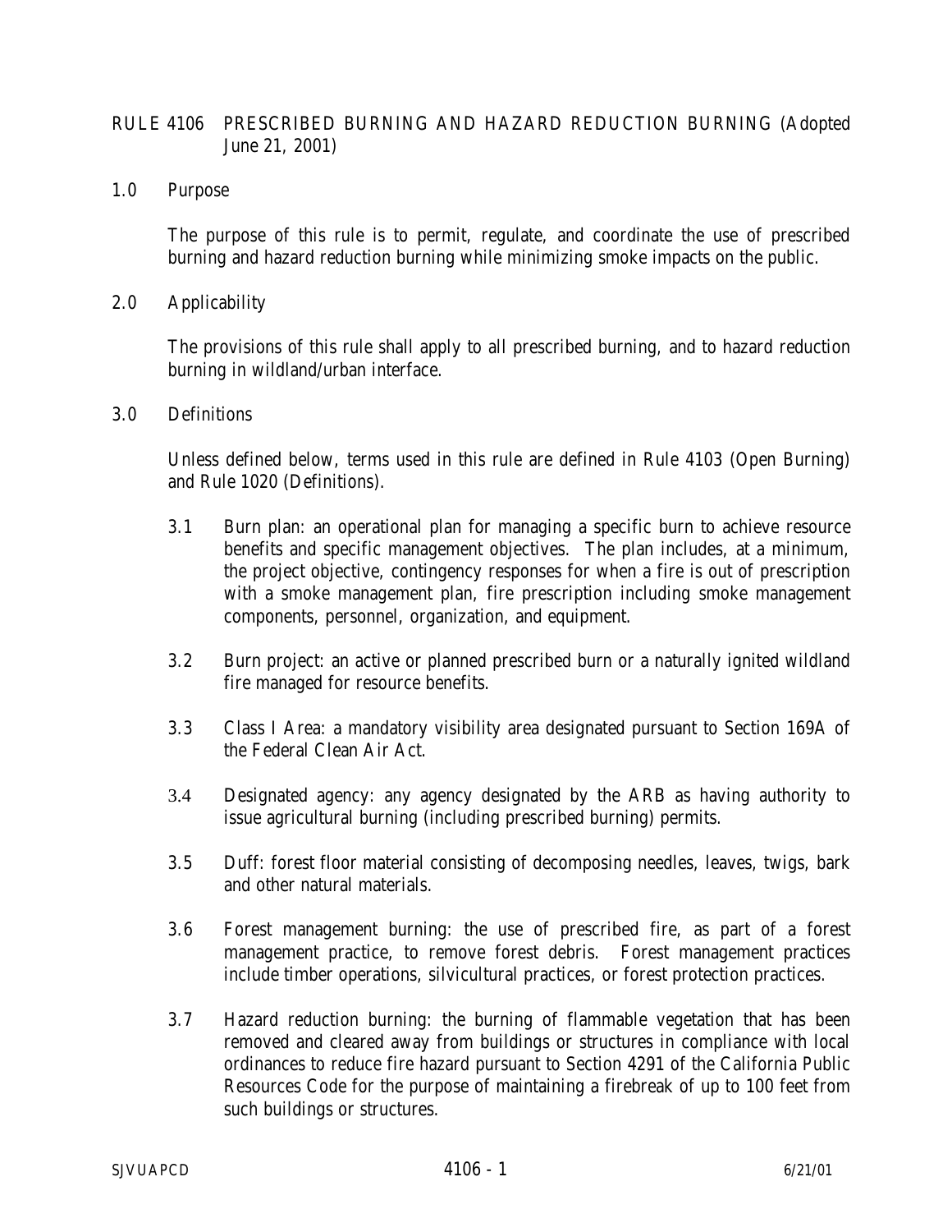# RULE 4106 PRESCRIBED BURNING AND HAZARD REDUCTION BURNING (Adopted June 21, 2001)

## 1.0 Purpose

The purpose of this rule is to permit, regulate, and coordinate the use of prescribed burning and hazard reduction burning while minimizing smoke impacts on the public.

## 2.0 Applicability

The provisions of this rule shall apply to all prescribed burning, and to hazard reduction burning in wildland/urban interface.

## 3.0 Definitions

Unless defined below, terms used in this rule are defined in Rule 4103 (Open Burning) and Rule 1020 (Definitions).

3.1 Burn plan: an operational plan for managing a specific burn to achieve resource benefits and specific management objectives. The plan includes, at a minimum, the project objective, contingency responses for when a fire is out of prescription with a smoke management plan, fire prescription including smoke management components, personnel, organization, and equipment.

3.2 Burn project: an active or planned prescribed burn or a naturally ignited wildland fire managed for resource benefits.

3.3 Class I Area: a mandatory visibility area designated pursuant to Section 169A of the Federal Clean Air Act.

3.4 Designated agency: any agency designated by the ARB as having authority to issue agricultural burning (including prescribed burning) permits.

3.5 Duff: forest floor material consisting of decomposing needles, leaves, twigs, bark and other natural materials.

3.6 Forest management burning: the use of prescribed fire, as part of a forest management practice, to remove forest debris. Forest management practices include timber operations, silvicultural practices, or forest protection practices.

3.7 Hazard reduction burning: the burning of flammable vegetation that has been removed and cleared away from buildings or structures in compliance with local ordinances to reduce fire hazard pursuant to Section 4291 of the California Public Resources Code for the purpose of maintaining a firebreak of up to 100 feet from such buildings or structures.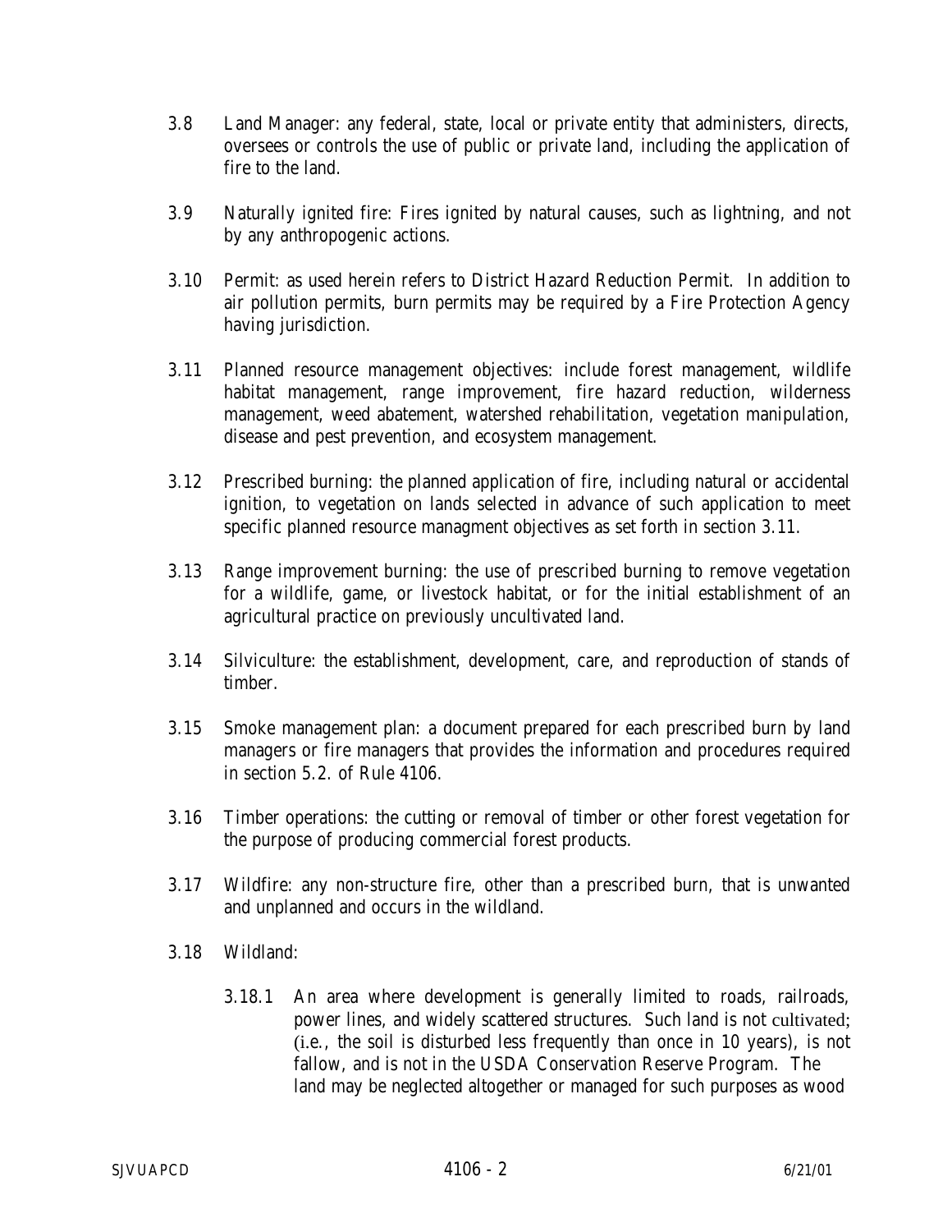3.8 Land Manager: any federal, state, local or private entity that administers, directs, oversees or controls the use of public or private land, including the application of fire to the land.

3.9 Naturally ignited fire: Fires ignited by natural causes, such as lightning, and not by any anthropogenic actions.

3.10 Permit: as used herein refers to District Hazard Reduction Permit. In addition to air pollution permits, burn permits may be required by a Fire Protection Agency having jurisdiction.

3.11 Planned resource management objectives: include forest management, wildlife habitat management, range improvement, fire hazard reduction, wilderness management, weed abatement, watershed rehabilitation, vegetation manipulation, disease and pest prevention, and ecosystem management.

3.12 Prescribed burning: the planned application of fire, including natural or accidental ignition, to vegetation on lands selected in advance of such application to meet specific planned resource managment objectives as set forth in section 3.11.

3.13 Range improvement burning: the use of prescribed burning to remove vegetation for a wildlife, game, or livestock habitat, or for the initial establishment of an agricultural practice on previously uncultivated land.

3.14 Silviculture: the establishment, development, care, and reproduction of stands of timber.

3.15 Smoke management plan: a document prepared for each prescribed burn by land managers or fire managers that provides the information and procedures required in section 5.2. of Rule 4106.

3.16 Timber operations: the cutting or removal of timber or other forest vegetation for the purpose of producing commercial forest products.

3.17 Wildfire: any non-structure fire, other than a prescribed burn, that is unwanted and unplanned and occurs in the wildland.

3.18 Wildland:

3.18.1 An area where development is generally limited to roads, railroads, power lines, and widely scattered structures. Such land is not cultivated; (i.e., the soil is disturbed less frequently than once in 10 years), is not fallow, and is not in the USDA Conservation Reserve Program. The land may be neglected altogether or managed for such purposes as wood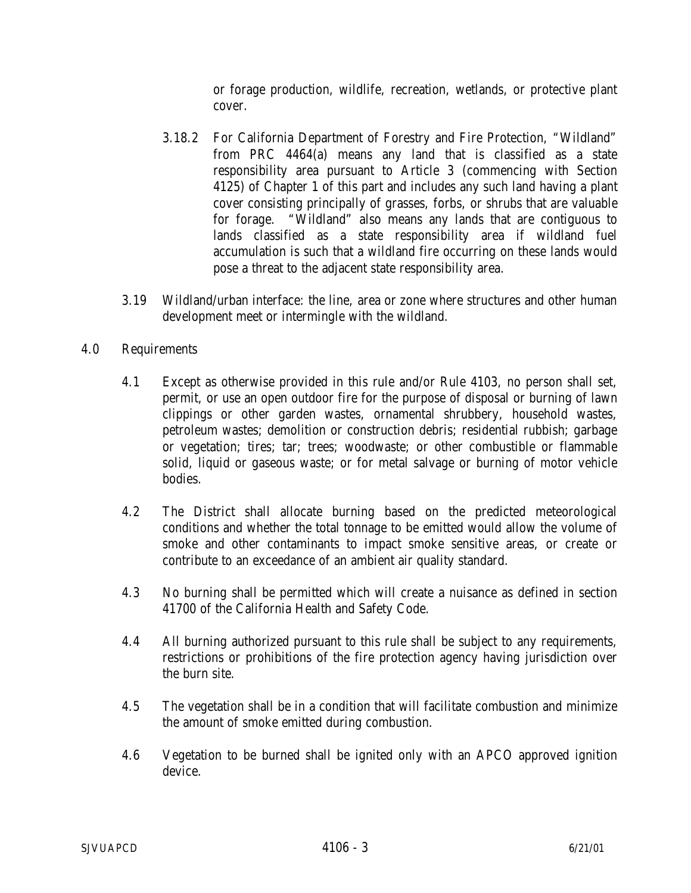or forage production, wildlife, recreation, wetlands, or protective plant cover.

3.18.2 For California Department of Forestry and Fire Protection, "Wildland" from PRC 4464(a) means any land that is classified as a state responsibility area pursuant to Article 3 (commencing with Section 4125) of Chapter 1 of this part and includes any such land having a plant cover consisting principally of grasses, forbs, or shrubs that are valuable for forage. "Wildland" also means any lands that are contiguous to lands classified as a state responsibility area if wildland fuel accumulation is such that a wildland fire occurring on these lands would pose a threat to the adjacent state responsibility area.

3.19 Wildland/urban interface: the line, area or zone where structures and other human development meet or intermingle with the wildland.

4.0 Requirements

4.1 Except as otherwise provided in this rule and/or Rule 4103, no person shall set, permit, or use an open outdoor fire for the purpose of disposal or burning of lawn clippings or other garden wastes, ornamental shrubbery, household wastes, petroleum wastes; demolition or construction debris; residential rubbish; garbage or vegetation; tires; tar; trees; woodwaste; or other combustible or flammable solid, liquid or gaseous waste; or for metal salvage or burning of motor vehicle bodies.

4.2 The District shall allocate burning based on the predicted meteorological conditions and whether the total tonnage to be emitted would allow the volume of smoke and other contaminants to impact smoke sensitive areas, or create or contribute to an exceedance of an ambient air quality standard.

4.3 No burning shall be permitted which will create a nuisance as defined in section 41700 of the California Health and Safety Code.

4.4 All burning authorized pursuant to this rule shall be subject to any requirements, restrictions or prohibitions of the fire protection agency having jurisdiction over the burn site.

4.5 The vegetation shall be in a condition that will facilitate combustion and minimize the amount of smoke emitted during combustion.

4.6 Vegetation to be burned shall be ignited only with an APCO approved ignition device.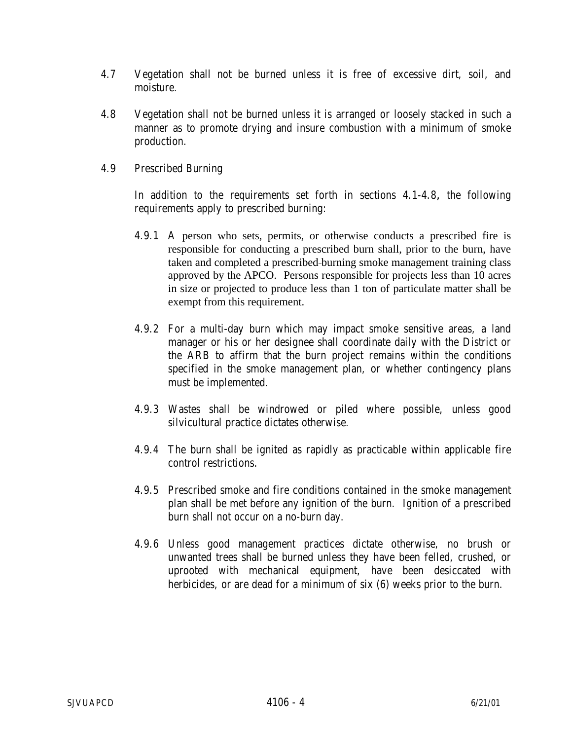4.7 Vegetation shall not be burned unless it is free of excessive dirt, soil, and moisture.

4.8 Vegetation shall not be burned unless it is arranged or loosely stacked in such a manner as to promote drying and insure combustion with a minimum of smoke production.

4.9 Prescribed Burning

In addition to the requirements set forth in sections 4.1-4.8, the following requirements apply to prescribed burning:

4.9.1 A person who sets, permits, or otherwise conducts a prescribed fire is responsible for conducting a prescribed burn shall, prior to the burn, have taken and completed a prescribed-burning smoke management training class approved by the APCO. Persons responsible for projects less than 10 acres in size or projected to produce less than 1 ton of particulate matter shall be exempt from this requirement.

4.9.2 For a multi-day burn which may impact smoke sensitive areas, a land manager or his or her designee shall coordinate daily with the District or the ARB to affirm that the burn project remains within the conditions specified in the smoke management plan, or whether contingency plans must be implemented.

4.9.3 Wastes shall be windrowed or piled where possible, unless good silvicultural practice dictates otherwise.

4.9.4 The burn shall be ignited as rapidly as practicable within applicable fire control restrictions.

4.9.5 Prescribed smoke and fire conditions contained in the smoke management plan shall be met before any ignition of the burn. Ignition of a prescribed burn shall not occur on a no-burn day.

4.9.6 Unless good management practices dictate otherwise, no brush or unwanted trees shall be burned unless they have been felled, crushed, or uprooted with mechanical equipment, have been desiccated with herbicides, or are dead for a minimum of six (6) weeks prior to the burn.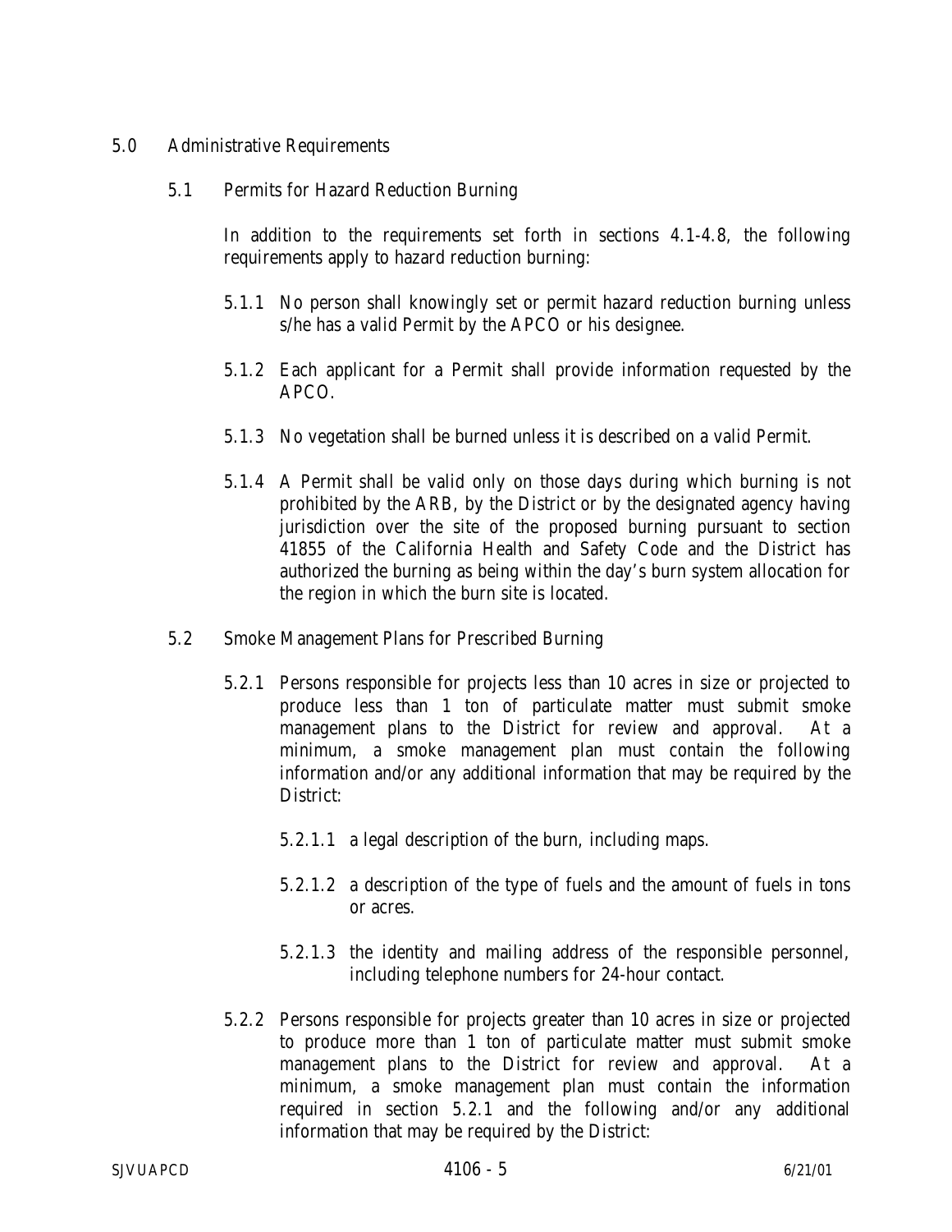## 5.0 Administrative Requirements

### 5.1 Permits for Hazard Reduction Burning

In addition to the requirements set forth in sections 4.1-4.8, the following requirements apply to hazard reduction burning:

5.1.1 No person shall knowingly set or permit hazard reduction burning unless s/he has a valid Permit by the APCO or his designee.

5.1.2 Each applicant for a Permit shall provide information requested by the APCO.

5.1.3 No vegetation shall be burned unless it is described on a valid Permit.

5.1.4 A Permit shall be valid only on those days during which burning is not prohibited by the ARB, by the District or by the designated agency having jurisdiction over the site of the proposed burning pursuant to section 41855 of the California Health and Safety Code and the District has authorized the burning as being within the day's burn system allocation for the region in which the burn site is located.

### 5.2 Smoke Management Plans for Prescribed Burning

5.2.1 Persons responsible for projects less than 10 acres in size or projected to produce less than 1 ton of particulate matter must submit smoke management plans to the District for review and approval. At a minimum, a smoke management plan must contain the following information and/or any additional information that may be required by the District:

5.2.1.1 a legal description of the burn, including maps.

5.2.1.2 a description of the type of fuels and the amount of fuels in tons or acres.

5.2.1.3 the identity and mailing address of the responsible personnel, including telephone numbers for 24-hour contact.

5.2.2 Persons responsible for projects greater than 10 acres in size or projected to produce more than 1 ton of particulate matter must submit smoke management plans to the District for review and approval. At a minimum, a smoke management plan must contain the information required in section 5.2.1 and the following and/or any additional information that may be required by the District: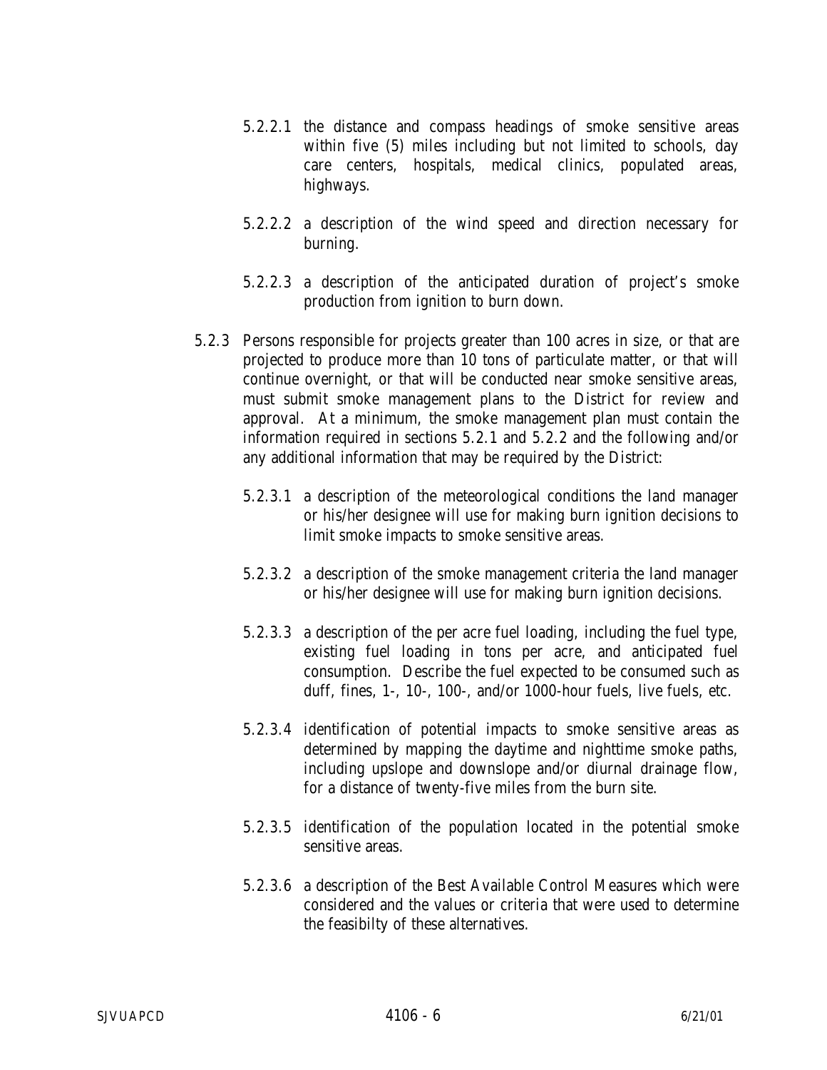5.2.2.1 the distance and compass headings of smoke sensitive areas within five (5) miles including but not limited to schools, day care centers, hospitals, medical clinics, populated areas, highways.

5.2.2.2 a description of the wind speed and direction necessary for burning.

5.2.2.3 a description of the anticipated duration of project's smoke production from ignition to burn down.

5.2.3 Persons responsible for projects greater than 100 acres in size, or that are projected to produce more than 10 tons of particulate matter, or that will continue overnight, or that will be conducted near smoke sensitive areas, must submit smoke management plans to the District for review and approval. At a minimum, the smoke management plan must contain the information required in sections 5.2.1 and 5.2.2 and the following and/or any additional information that may be required by the District:

5.2.3.1 a description of the meteorological conditions the land manager or his/her designee will use for making burn ignition decisions to limit smoke impacts to smoke sensitive areas.

5.2.3.2 a description of the smoke management criteria the land manager or his/her designee will use for making burn ignition decisions.

5.2.3.3 a description of the per acre fuel loading, including the fuel type, existing fuel loading in tons per acre, and anticipated fuel consumption. Describe the fuel expected to be consumed such as duff, fines, 1-, 10-, 100-, and/or 1000-hour fuels, live fuels, etc.

5.2.3.4 identification of potential impacts to smoke sensitive areas as determined by mapping the daytime and nighttime smoke paths, including upslope and downslope and/or diurnal drainage flow, for a distance of twenty-five miles from the burn site.

5.2.3.5 identification of the population located in the potential smoke sensitive areas.

5.2.3.6 a description of the Best Available Control Measures which were considered and the values or criteria that were used to determine the feasibilty of these alternatives.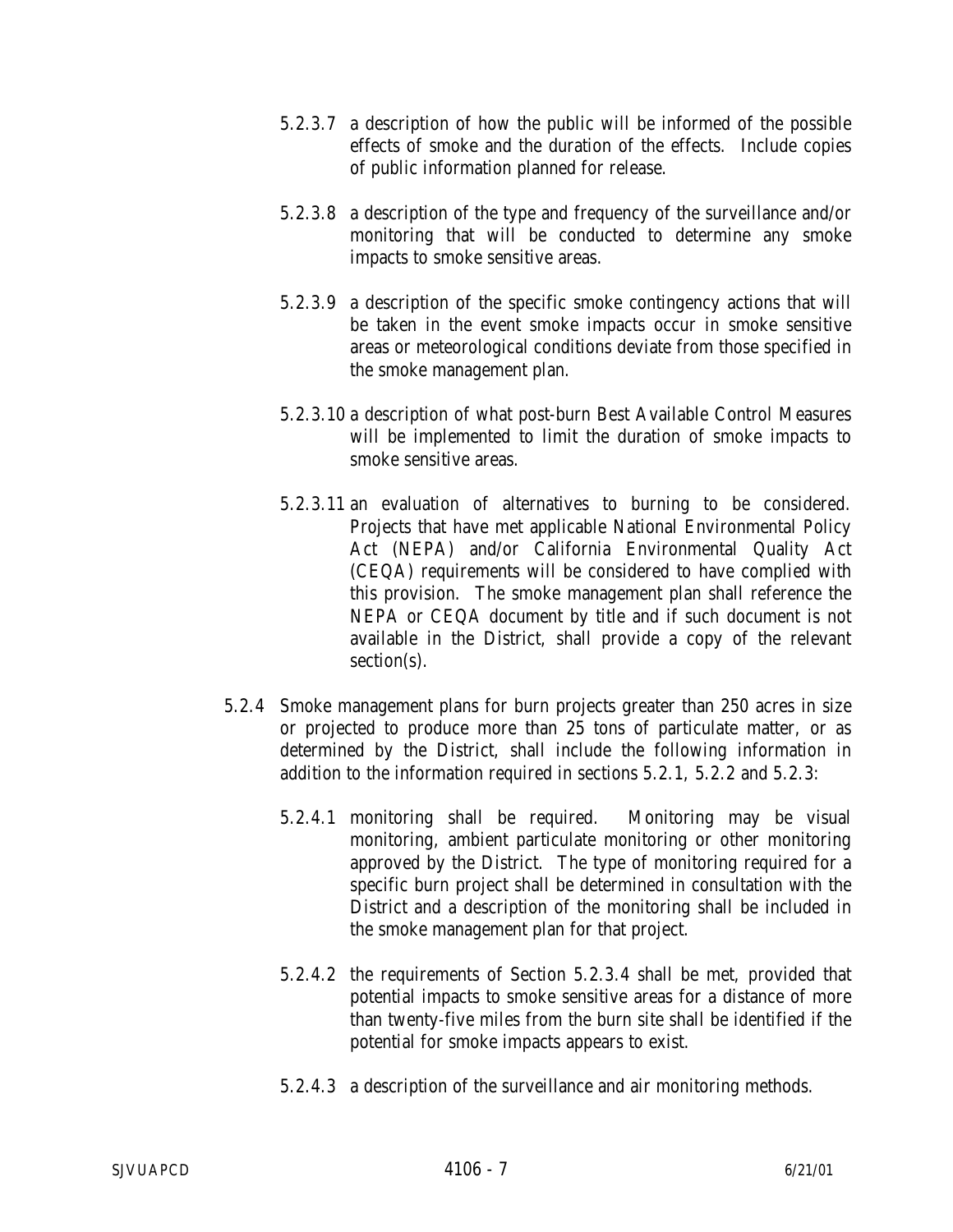5.2.3.7 a description of how the public will be informed of the possible effects of smoke and the duration of the effects. Include copies of public information planned for release.

5.2.3.8 a description of the type and frequency of the surveillance and/or monitoring that will be conducted to determine any smoke impacts to smoke sensitive areas.

5.2.3.9 a description of the specific smoke contingency actions that will be taken in the event smoke impacts occur in smoke sensitive areas or meteorological conditions deviate from those specified in the smoke management plan.

5.2.3.10 a description of what post-burn Best Available Control Measures will be implemented to limit the duration of smoke impacts to smoke sensitive areas.

5.2.3.11 an evaluation of alternatives to burning to be considered. Projects that have met applicable National Environmental Policy Act (NEPA) and/or California Environmental Quality Act (CEQA) requirements will be considered to have complied with this provision. The smoke management plan shall reference the NEPA or CEQA document by title and if such document is not available in the District, shall provide a copy of the relevant section(s).

5.2.4 Smoke management plans for burn projects greater than 250 acres in size or projected to produce more than 25 tons of particulate matter, or as determined by the District, shall include the following information in addition to the information required in sections 5.2.1, 5.2.2 and 5.2.3:

5.2.4.1 monitoring shall be required. Monitoring may be visual monitoring, ambient particulate monitoring or other monitoring approved by the District. The type of monitoring required for a specific burn project shall be determined in consultation with the District and a description of the monitoring shall be included in the smoke management plan for that project.

5.2.4.2 the requirements of Section 5.2.3.4 shall be met, provided that potential impacts to smoke sensitive areas for a distance of more than twenty-five miles from the burn site shall be identified if the potential for smoke impacts appears to exist.

5.2.4.3 a description of the surveillance and air monitoring methods.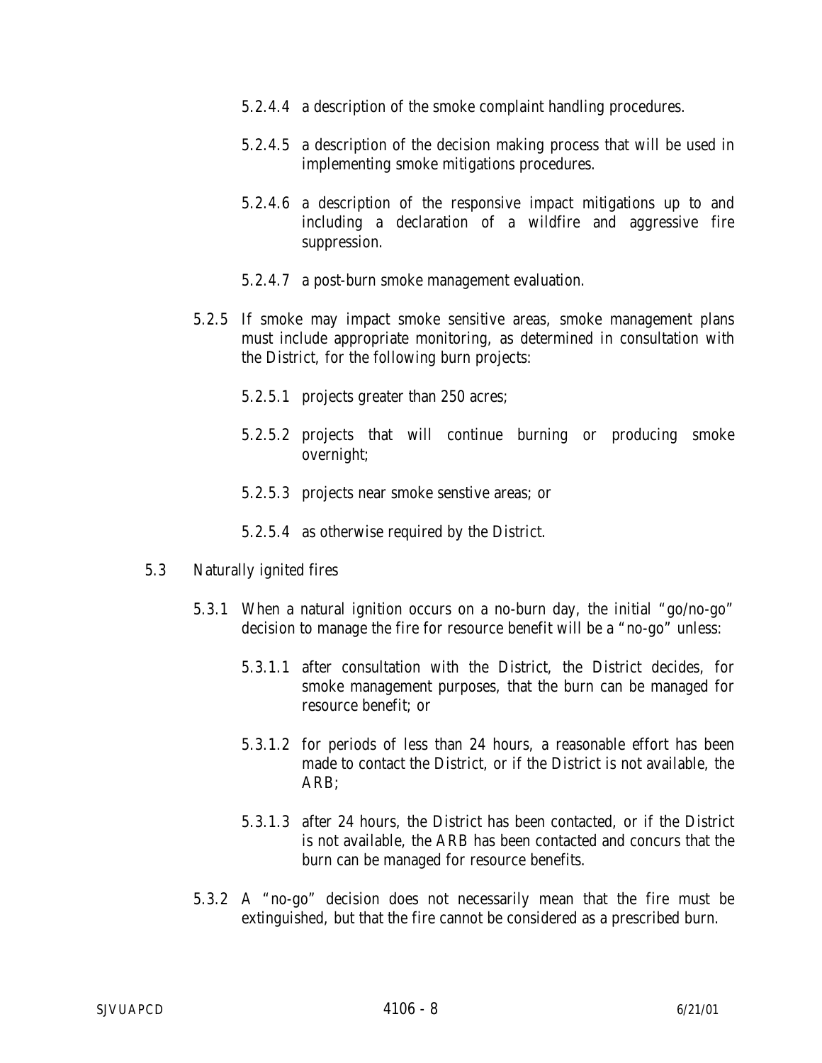5.2.4.4 a description of the smoke complaint handling procedures.

5.2.4.5 a description of the decision making process that will be used in implementing smoke mitigations procedures.

5.2.4.6 a description of the responsive impact mitigations up to and including a declaration of a wildfire and aggressive fire suppression.

5.2.4.7 a post-burn smoke management evaluation.

5.2.5 If smoke may impact smoke sensitive areas, smoke management plans must include appropriate monitoring, as determined in consultation with the District, for the following burn projects:

5.2.5.1 projects greater than 250 acres;

5.2.5.2 projects that will continue burning or producing smoke overnight;

5.2.5.3 projects near smoke senstive areas; or

5.2.5.4 as otherwise required by the District.

5.3 Naturally ignited fires

5.3.1 When a natural ignition occurs on a no-burn day, the initial "go/no-go" decision to manage the fire for resource benefit will be a "no-go" unless:

5.3.1.1 after consultation with the District, the District decides, for smoke management purposes, that the burn can be managed for resource benefit; or

5.3.1.2 for periods of less than 24 hours, a reasonable effort has been made to contact the District, or if the District is not available, the ARB;

5.3.1.3 after 24 hours, the District has been contacted, or if the District is not available, the ARB has been contacted and concurs that the burn can be managed for resource benefits.

5.3.2 A "no-go" decision does not necessarily mean that the fire must be extinguished, but that the fire cannot be considered as a prescribed burn.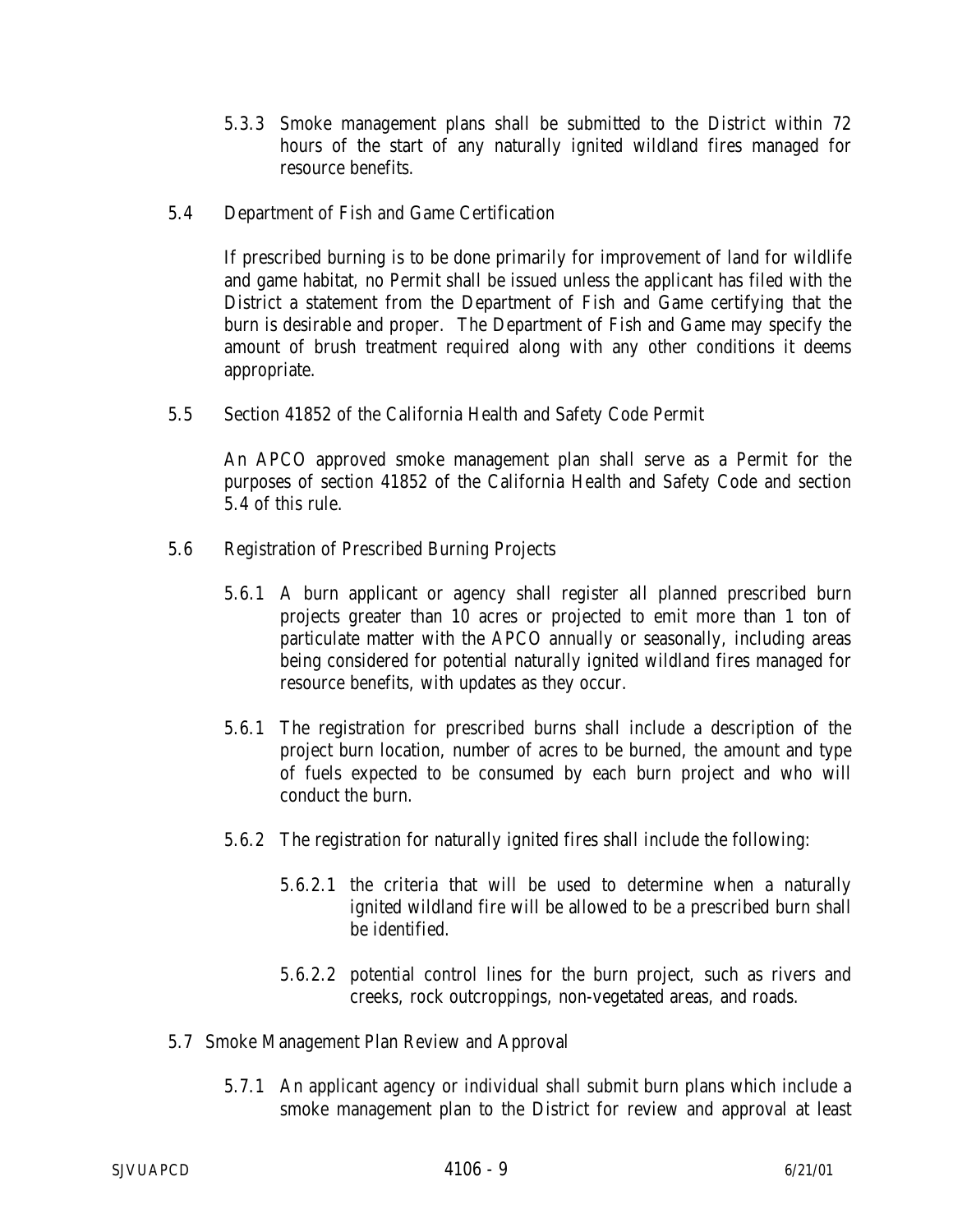5.3.3 Smoke management plans shall be submitted to the District within 72 hours of the start of any naturally ignited wildland fires managed for resource benefits.

5.4 Department of Fish and Game Certification

If prescribed burning is to be done primarily for improvement of land for wildlife and game habitat, no Permit shall be issued unless the applicant has filed with the District a statement from the Department of Fish and Game certifying that the burn is desirable and proper. The Department of Fish and Game may specify the amount of brush treatment required along with any other conditions it deems appropriate.

5.5 Section 41852 of the California Health and Safety Code Permit

An APCO approved smoke management plan shall serve as a Permit for the purposes of section 41852 of the California Health and Safety Code and section 5.4 of this rule.

5.6 Registration of Prescribed Burning Projects

5.6.1 A burn applicant or agency shall register all planned prescribed burn projects greater than 10 acres or projected to emit more than 1 ton of particulate matter with the APCO annually or seasonally, including areas being considered for potential naturally ignited wildland fires managed for resource benefits, with updates as they occur.

5.6.1 The registration for prescribed burns shall include a description of the project burn location, number of acres to be burned, the amount and type of fuels expected to be consumed by each burn project and who will conduct the burn.

5.6.2 The registration for naturally ignited fires shall include the following:

5.6.2.1 the criteria that will be used to determine when a naturally ignited wildland fire will be allowed to be a prescribed burn shall be identified.

5.6.2.2 potential control lines for the burn project, such as rivers and creeks, rock outcroppings, non-vegetated areas, and roads.

5.7 Smoke Management Plan Review and Approval

5.7.1 An applicant agency or individual shall submit burn plans which include a smoke management plan to the District for review and approval at least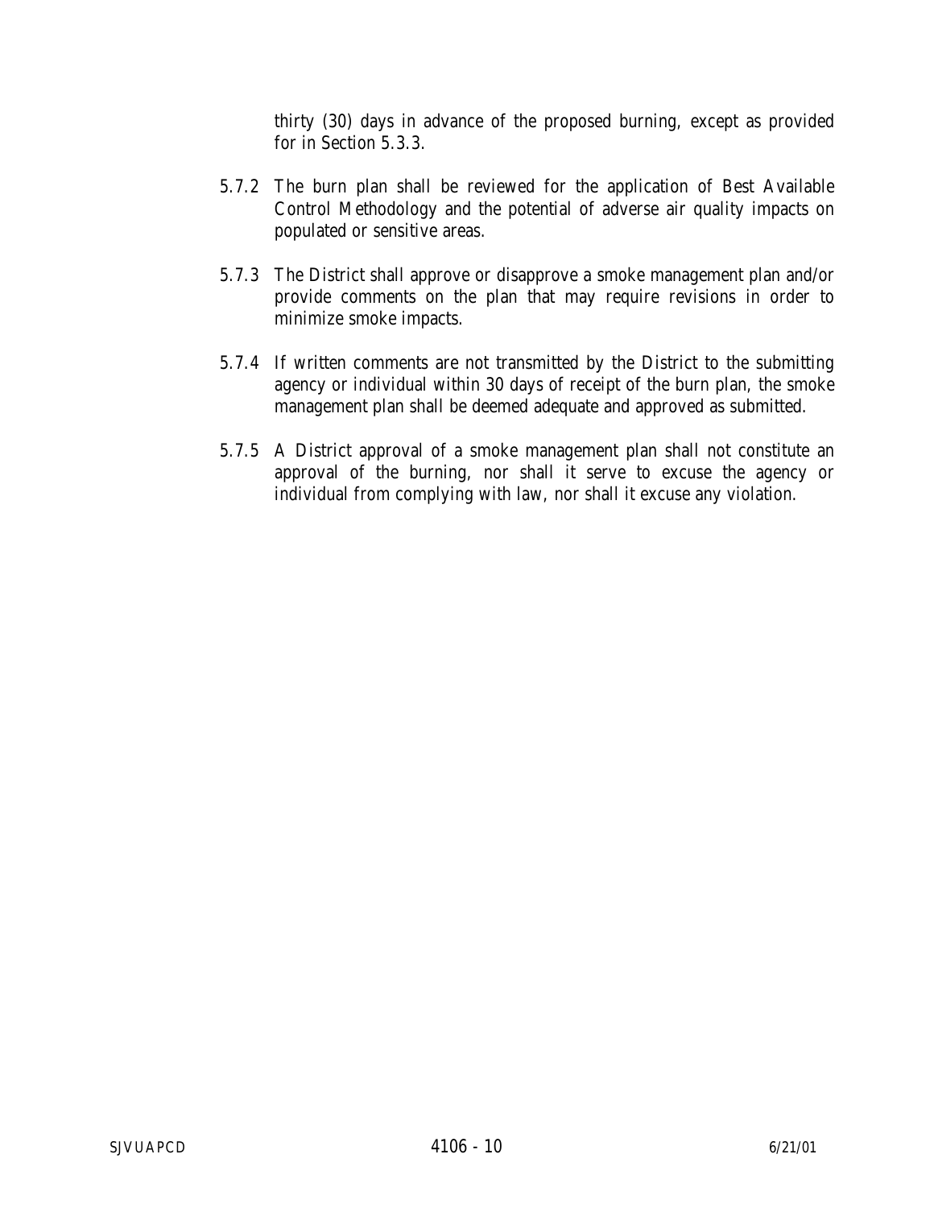thirty (30) days in advance of the proposed burning, except as provided for in Section 5.3.3.

5.7.2 The burn plan shall be reviewed for the application of Best Available Control Methodology and the potential of adverse air quality impacts on populated or sensitive areas.

5.7.3 The District shall approve or disapprove a smoke management plan and/or provide comments on the plan that may require revisions in order to minimize smoke impacts.

5.7.4 If written comments are not transmitted by the District to the submitting agency or individual within 30 days of receipt of the burn plan, the smoke management plan shall be deemed adequate and approved as submitted.

5.7.5 A District approval of a smoke management plan shall not constitute an approval of the burning, nor shall it serve to excuse the agency or individual from complying with law, nor shall it excuse any violation.